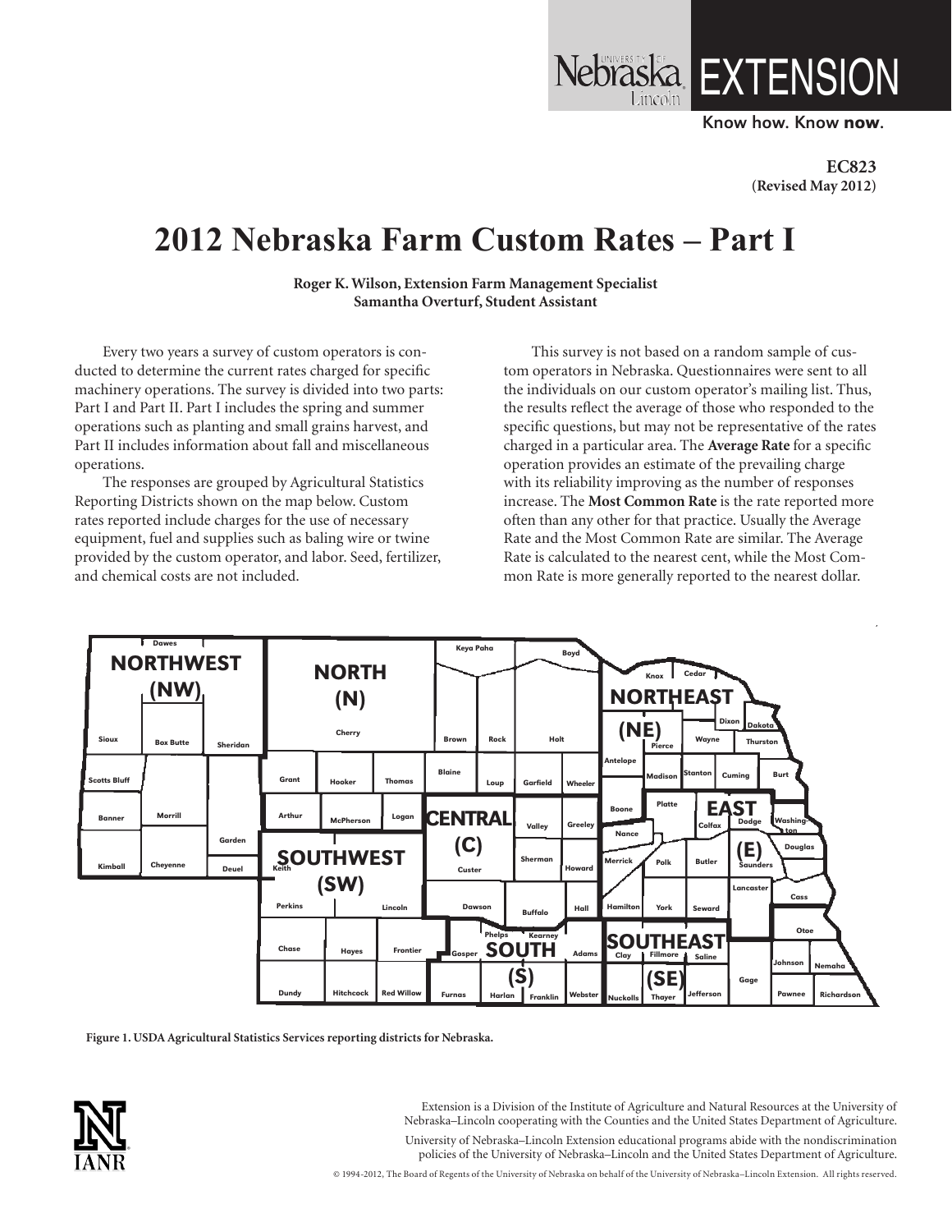Nebraska Lincoln EXTENSION

Know how. Know **now**.

**EC823**
**(Revised May 2012)**

# 2012 Nebraska Farm Custom Rates – Part I

**Roger K. Wilson, Extension Farm Management Specialist**
**Samantha Overturf, Student Assistant**

Every two years a survey of custom operators is conducted to determine the current rates charged for specific machinery operations. The survey is divided into two parts: Part I and Part II. Part I includes the spring and summer operations such as planting and small grains harvest, and Part II includes information about fall and miscellaneous operations.

The responses are grouped by Agricultural Statistics Reporting Districts shown on the map below. Custom rates reported include charges for the use of necessary equipment, fuel and supplies such as baling wire or twine provided by the custom operator, and labor. Seed, fertilizer, and chemical costs are not included.

This survey is not based on a random sample of custom operators in Nebraska. Questionnaires were sent to all the individuals on our custom operator's mailing list. Thus, the results reflect the average of those who responded to the specific questions, but may not be representative of the rates charged in a particular area. The **Average Rate** for a specific operation provides an estimate of the prevailing charge with its reliability improving as the number of responses increase. The **Most Common Rate** is the rate reported more often than any other for that practice. Usually the Average Rate and the Most Common Rate are similar. The Average Rate is calculated to the nearest cent, while the Most Common Rate is more generally reported to the nearest dollar.

**Figure 1. USDA Agricultural Statistics Services reporting districts for Nebraska.**

Extension is a Division of the Institute of Agriculture and Natural Resources at the University of Nebraska–Lincoln cooperating with the Counties and the United States Department of Agriculture.

University of Nebraska–Lincoln Extension educational programs abide with the nondiscrimination policies of the University of Nebraska–Lincoln and the United States Department of Agriculture.

© 1994-2012, The Board of Regents of the University of Nebraska on behalf of the University of Nebraska–Lincoln Extension. All rights reserved.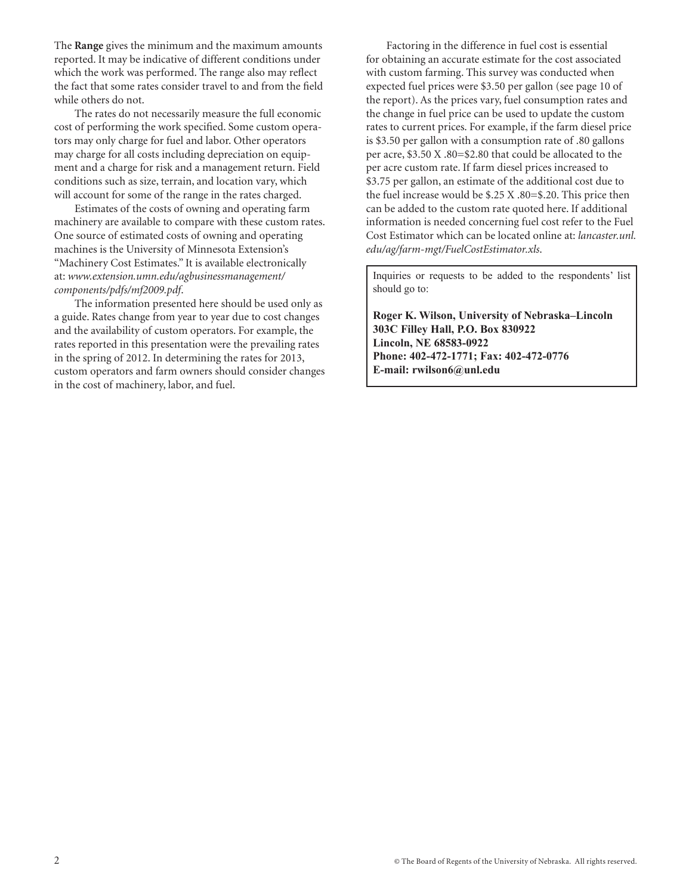The **Range** gives the minimum and the maximum amounts reported. It may be indicative of different conditions under which the work was performed. The range also may reflect the fact that some rates consider travel to and from the field while others do not.

The rates do not necessarily measure the full economic cost of performing the work specified. Some custom operators may only charge for fuel and labor. Other operators may charge for all costs including depreciation on equipment and a charge for risk and a management return. Field conditions such as size, terrain, and location vary, which will account for some of the range in the rates charged.

Estimates of the costs of owning and operating farm machinery are available to compare with these custom rates. One source of estimated costs of owning and operating machines is the University of Minnesota Extension's "Machinery Cost Estimates." It is available electronically at: *www.extension.umn.edu/agbusinessmanagement/components/pdfs/mf2009.pdf*.

The information presented here should be used only as a guide. Rates change from year to year due to cost changes and the availability of custom operators. For example, the rates reported in this presentation were the prevailing rates in the spring of 2012. In determining the rates for 2013, custom operators and farm owners should consider changes in the cost of machinery, labor, and fuel.

Factoring in the difference in fuel cost is essential for obtaining an accurate estimate for the cost associated with custom farming. This survey was conducted when expected fuel prices were \$3.50 per gallon (see page 10 of the report). As the prices vary, fuel consumption rates and the change in fuel price can be used to update the custom rates to current prices. For example, if the farm diesel price is \$3.50 per gallon with a consumption rate of .80 gallons per acre, \$3.50 X .80=\$2.80 that could be allocated to the per acre custom rate. If farm diesel prices increased to \$3.75 per gallon, an estimate of the additional cost due to the fuel increase would be \$.25 X .80=\$.20. This price then can be added to the custom rate quoted here. If additional information is needed concerning fuel cost refer to the Fuel Cost Estimator which can be located online at: *lancaster.unl.edu/ag/farm-mgt/FuelCostEstimator.xls*.

Inquiries or requests to be added to the respondents' list should go to:

**Roger K. Wilson, University of Nebraska–Lincoln**
**303C Filley Hall, P.O. Box 830922**
**Lincoln, NE 68583-0922**
**Phone: 402-472-1771; Fax: 402-472-0776**
**E-mail: rwilson6@unl.edu**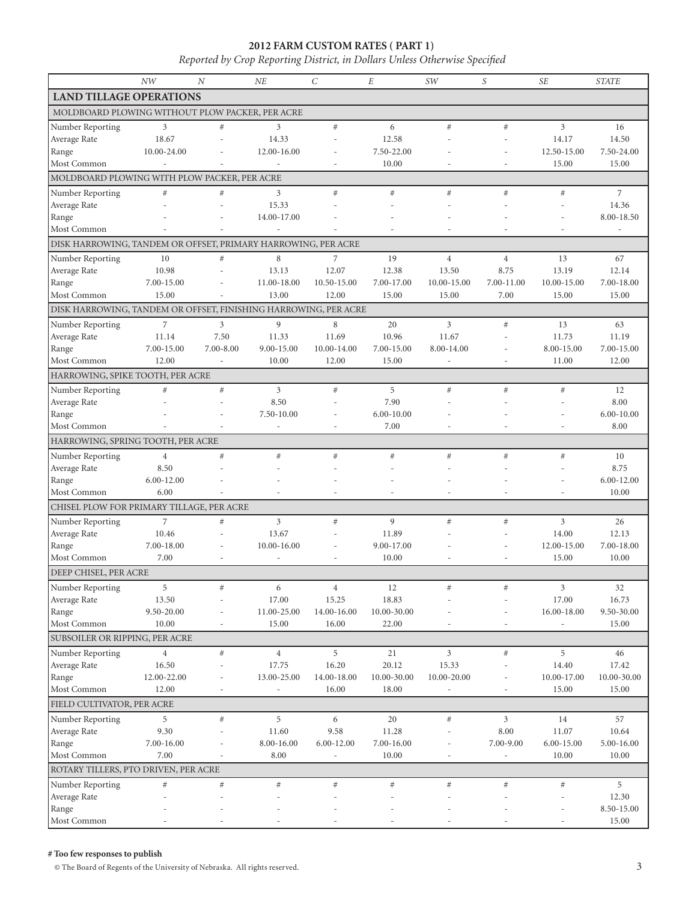# 2012 FARM CUSTOM RATES ( PART 1)

*Reported by Crop Reporting District, in Dollars Unless Otherwise Specified*

| | NW | N | NE | C | E | SW | S | SE | STATE |
|---|---|---|---|---|---|---|---|---|---|
| **LAND TILLAGE OPERATIONS** | | | | | | | | | |
| MOLDBOARD PLOWING WITHOUT PLOW PACKER, PER ACRE | | | | | | | | | |
| Number Reporting | 3 | # | 3 | # | 6 | # | # | 3 | 16 |
| Average Rate | 18.67 | - | 14.33 | - | 12.58 | - | - | 14.17 | 14.50 |
| Range | 10.00-24.00 | - | 12.00-16.00 | - | 7.50-22.00 | - | - | 12.50-15.00 | 7.50-24.00 |
| Most Common | - | - | - | - | 10.00 | - | - | 15.00 | 15.00 |
| MOLDBOARD PLOWING WITH PLOW PACKER, PER ACRE | | | | | | | | | |
| Number Reporting | # | # | 3 | # | # | # | # | # | 7 |
| Average Rate | - | - | 15.33 | - | - | - | - | - | 14.36 |
| Range | - | - | 14.00-17.00 | - | - | - | - | - | 8.00-18.50 |
| Most Common | - | - | - | - | - | - | - | - | - |
| DISK HARROWING, TANDEM OR OFFSET, PRIMARY HARROWING, PER ACRE | | | | | | | | | |
| Number Reporting | 10 | # | 8 | 7 | 19 | 4 | 4 | 13 | 67 |
| Average Rate | 10.98 | - | 13.13 | 12.07 | 12.38 | 13.50 | 8.75 | 13.19 | 12.14 |
| Range | 7.00-15.00 | - | 11.00-18.00 | 10.50-15.00 | 7.00-17.00 | 10.00-15.00 | 7.00-11.00 | 10.00-15.00 | 7.00-18.00 |
| Most Common | 15.00 | - | 13.00 | 12.00 | 15.00 | 15.00 | 7.00 | 15.00 | 15.00 |
| DISK HARROWING, TANDEM OR OFFSET, FINISHING HARROWING, PER ACRE | | | | | | | | | |
| Number Reporting | 7 | 3 | 9 | 8 | 20 | 3 | # | 13 | 63 |
| Average Rate | 11.14 | 7.50 | 11.33 | 11.69 | 10.96 | 11.67 | - | 11.73 | 11.19 |
| Range | 7.00-15.00 | 7.00-8.00 | 9.00-15.00 | 10.00-14.00 | 7.00-15.00 | 8.00-14.00 | - | 8.00-15.00 | 7.00-15.00 |
| Most Common | 12.00 | - | 10.00 | 12.00 | 15.00 | - | - | 11.00 | 12.00 |
| HARROWING, SPIKE TOOTH, PER ACRE | | | | | | | | | |
| Number Reporting | # | # | 3 | # | 5 | # | # | # | 12 |
| Average Rate | - | - | 8.50 | - | 7.90 | - | - | - | 8.00 |
| Range | - | - | 7.50-10.00 | - | 6.00-10.00 | - | - | - | 6.00-10.00 |
| Most Common | - | - | - | - | 7.00 | - | - | - | 8.00 |
| HARROWING, SPRING TOOTH, PER ACRE | | | | | | | | | |
| Number Reporting | 4 | # | # | # | # | # | # | # | 10 |
| Average Rate | 8.50 | - | - | - | - | - | - | - | 8.75 |
| Range | 6.00-12.00 | - | - | - | - | - | - | - | 6.00-12.00 |
| Most Common | 6.00 | - | - | - | - | - | - | - | 10.00 |
| CHISEL PLOW FOR PRIMARY TILLAGE, PER ACRE | | | | | | | | | |
| Number Reporting | 7 | # | 3 | # | 9 | # | # | 3 | 26 |
| Average Rate | 10.46 | - | 13.67 | - | 11.89 | - | - | 14.00 | 12.13 |
| Range | 7.00-18.00 | - | 10.00-16.00 | - | 9.00-17.00 | - | - | 12.00-15.00 | 7.00-18.00 |
| Most Common | 7.00 | - | - | - | 10.00 | - | - | 15.00 | 10.00 |
| DEEP CHISEL, PER ACRE | | | | | | | | | |
| Number Reporting | 5 | # | 6 | 4 | 12 | # | # | 3 | 32 |
| Average Rate | 13.50 | - | 17.00 | 15.25 | 18.83 | - | - | 17.00 | 16.73 |
| Range | 9.50-20.00 | - | 11.00-25.00 | 14.00-16.00 | 10.00-30.00 | - | - | 16.00-18.00 | 9.50-30.00 |
| Most Common | 10.00 | - | 15.00 | 16.00 | 22.00 | - | - | - | 15.00 |
| SUBSOILER OR RIPPING, PER ACRE | | | | | | | | | |
| Number Reporting | 4 | # | 4 | 5 | 21 | 3 | # | 5 | 46 |
| Average Rate | 16.50 | - | 17.75 | 16.20 | 20.12 | 15.33 | - | 14.40 | 17.42 |
| Range | 12.00-22.00 | - | 13.00-25.00 | 14.00-18.00 | 10.00-30.00 | 10.00-20.00 | - | 10.00-17.00 | 10.00-30.00 |
| Most Common | 12.00 | - | - | 16.00 | 18.00 | - | - | 15.00 | 15.00 |
| FIELD CULTIVATOR, PER ACRE | | | | | | | | | |
| Number Reporting | 5 | # | 5 | 6 | 20 | # | 3 | 14 | 57 |
| Average Rate | 9.30 | - | 11.60 | 9.58 | 11.28 | - | 8.00 | 11.07 | 10.64 |
| Range | 7.00-16.00 | - | 8.00-16.00 | 6.00-12.00 | 7.00-16.00 | - | 7.00-9.00 | 6.00-15.00 | 5.00-16.00 |
| Most Common | 7.00 | - | 8.00 | - | 10.00 | - | - | 10.00 | 10.00 |
| ROTARY TILLERS, PTO DRIVEN, PER ACRE | | | | | | | | | |
| Number Reporting | # | # | # | # | # | # | # | # | 5 |
| Average Rate | - | - | - | - | - | - | - | - | 12.30 |
| Range | - | - | - | - | - | - | - | - | 8.50-15.00 |
| Most Common | - | - | - | - | - | - | - | - | 15.00 |

**# Too few responses to publish**

© The Board of Regents of the University of Nebraska. All rights reserved.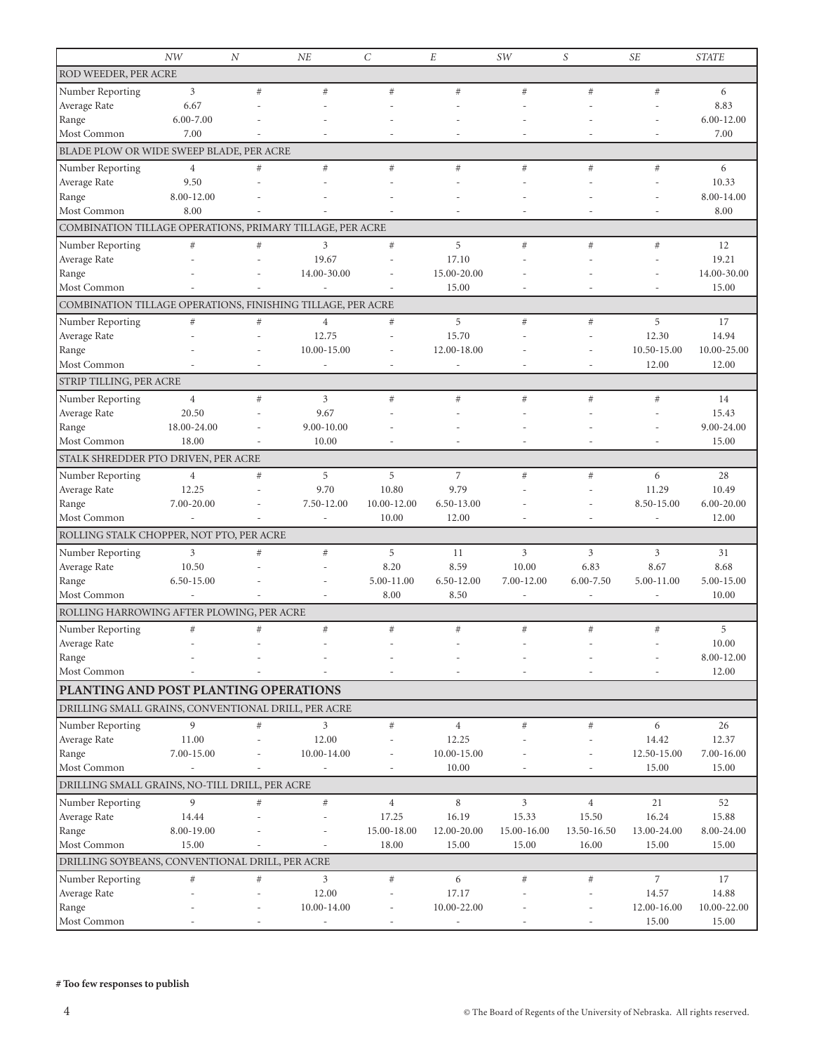| | NW | N | NE | C | E | SW | S | SE | STATE |
|---|---|---|---|---|---|---|---|---|---|
| ROD WEEDER, PER ACRE | | | | | | | | | |
| Number Reporting | 3 | # | # | # | # | # | # | # | 6 |
| Average Rate | 6.67 | - | - | - | - | - | - | - | 8.83 |
| Range | 6.00-7.00 | - | - | - | - | - | - | - | 6.00-12.00 |
| Most Common | 7.00 | - | - | - | - | - | - | - | 7.00 |
| BLADE PLOW OR WIDE SWEEP BLADE, PER ACRE | | | | | | | | | |
| Number Reporting | 4 | # | # | # | # | # | # | # | 6 |
| Average Rate | 9.50 | - | - | - | - | - | - | - | 10.33 |
| Range | 8.00-12.00 | - | - | - | - | - | - | - | 8.00-14.00 |
| Most Common | 8.00 | - | - | - | - | - | - | - | 8.00 |
| COMBINATION TILLAGE OPERATIONS, PRIMARY TILLAGE, PER ACRE | | | | | | | | | |
| Number Reporting | # | # | 3 | # | 5 | # | # | # | 12 |
| Average Rate | - | - | 19.67 | - | 17.10 | - | - | - | 19.21 |
| Range | - | - | 14.00-30.00 | - | 15.00-20.00 | - | - | - | 14.00-30.00 |
| Most Common | - | - | - | - | 15.00 | - | - | - | 15.00 |
| COMBINATION TILLAGE OPERATIONS, FINISHING TILLAGE, PER ACRE | | | | | | | | | |
| Number Reporting | # | # | 4 | # | 5 | # | # | 5 | 17 |
| Average Rate | - | - | 12.75 | - | 15.70 | - | - | 12.30 | 14.94 |
| Range | - | - | 10.00-15.00 | - | 12.00-18.00 | - | - | 10.50-15.00 | 10.00-25.00 |
| Most Common | - | - | - | - | - | - | - | 12.00 | 12.00 |
| STRIP TILLING, PER ACRE | | | | | | | | | |
| Number Reporting | 4 | # | 3 | # | # | # | # | # | 14 |
| Average Rate | 20.50 | - | 9.67 | - | - | - | - | - | 15.43 |
| Range | 18.00-24.00 | - | 9.00-10.00 | - | - | - | - | - | 9.00-24.00 |
| Most Common | 18.00 | - | 10.00 | - | - | - | - | - | 15.00 |
| STALK SHREDDER PTO DRIVEN, PER ACRE | | | | | | | | | |
| Number Reporting | 4 | # | 5 | 5 | 7 | # | # | 6 | 28 |
| Average Rate | 12.25 | - | 9.70 | 10.80 | 9.79 | - | - | 11.29 | 10.49 |
| Range | 7.00-20.00 | - | 7.50-12.00 | 10.00-12.00 | 6.50-13.00 | - | - | 8.50-15.00 | 6.00-20.00 |
| Most Common | - | - | - | 10.00 | 12.00 | - | - | - | 12.00 |
| ROLLING STALK CHOPPER, NOT PTO, PER ACRE | | | | | | | | | |
| Number Reporting | 3 | # | # | 5 | 11 | 3 | 3 | 3 | 31 |
| Average Rate | 10.50 | - | - | 8.20 | 8.59 | 10.00 | 6.83 | 8.67 | 8.68 |
| Range | 6.50-15.00 | - | - | 5.00-11.00 | 6.50-12.00 | 7.00-12.00 | 6.00-7.50 | 5.00-11.00 | 5.00-15.00 |
| Most Common | - | - | - | 8.00 | 8.50 | - | - | - | 10.00 |
| ROLLING HARROWING AFTER PLOWING, PER ACRE | | | | | | | | | |
| Number Reporting | # | # | # | # | # | # | # | # | 5 |
| Average Rate | - | - | - | - | - | - | - | - | 10.00 |
| Range | - | - | - | - | - | - | - | - | 8.00-12.00 |
| Most Common | - | - | - | - | - | - | - | - | 12.00 |
| **PLANTING AND POST PLANTING OPERATIONS** | | | | | | | | | |
| DRILLING SMALL GRAINS, CONVENTIONAL DRILL, PER ACRE | | | | | | | | | |
| Number Reporting | 9 | # | 3 | # | 4 | # | # | 6 | 26 |
| Average Rate | 11.00 | - | 12.00 | - | 12.25 | - | - | 14.42 | 12.37 |
| Range | 7.00-15.00 | - | 10.00-14.00 | - | 10.00-15.00 | - | - | 12.50-15.00 | 7.00-16.00 |
| Most Common | - | - | - | - | 10.00 | - | - | 15.00 | 15.00 |
| DRILLING SMALL GRAINS, NO-TILL DRILL, PER ACRE | | | | | | | | | |
| Number Reporting | 9 | # | # | 4 | 8 | 3 | 4 | 21 | 52 |
| Average Rate | 14.44 | - | - | 17.25 | 16.19 | 15.33 | 15.50 | 16.24 | 15.88 |
| Range | 8.00-19.00 | - | - | 15.00-18.00 | 12.00-20.00 | 15.00-16.00 | 13.50-16.50 | 13.00-24.00 | 8.00-24.00 |
| Most Common | 15.00 | - | - | 18.00 | 15.00 | 15.00 | 16.00 | 15.00 | 15.00 |
| DRILLING SOYBEANS, CONVENTIONAL DRILL, PER ACRE | | | | | | | | | |
| Number Reporting | # | # | 3 | # | 6 | # | # | 7 | 17 |
| Average Rate | - | - | 12.00 | - | 17.17 | - | - | 14.57 | 14.88 |
| Range | - | - | 10.00-14.00 | - | 10.00-22.00 | - | - | 12.00-16.00 | 10.00-22.00 |
| Most Common | - | - | - | - | - | - | - | 15.00 | 15.00 |

**# Too few responses to publish**

© The Board of Regents of the University of Nebraska. All rights reserved.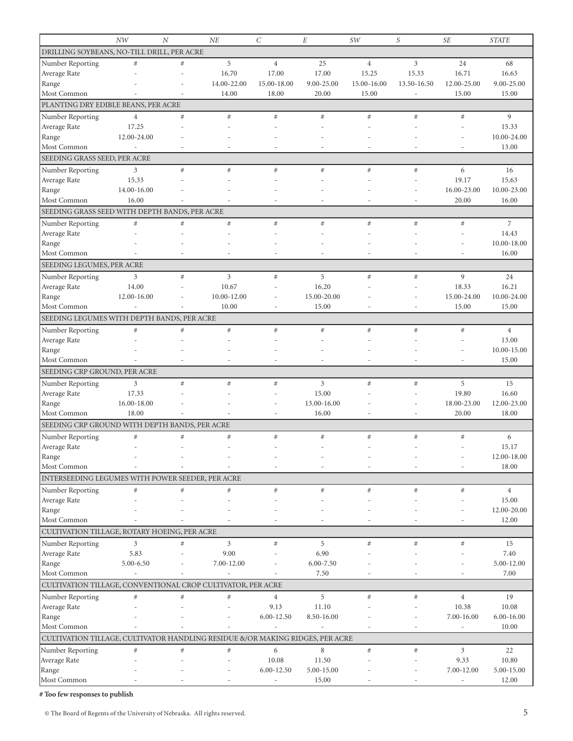| | NW | N | NE | C | E | SW | S | SE | STATE |
|---|---|---|---|---|---|---|---|---|---|
| DRILLING SOYBEANS, NO-TILL DRILL, PER ACRE | | | | | | | | | |
| Number Reporting | # | # | 5 | 4 | 25 | 4 | 3 | 24 | 68 |
| Average Rate | - | - | 16.70 | 17.00 | 17.00 | 15.25 | 15.33 | 16.71 | 16.63 |
| Range | - | - | 14.00-22.00 | 15.00-18.00 | 9.00-25.00 | 15.00-16.00 | 13.50-16.50 | 12.00-25.00 | 9.00-25.00 |
| Most Common | - | - | 14.00 | 18.00 | 20.00 | 15.00 | - | 15.00 | 15.00 |
| PLANTING DRY EDIBLE BEANS, PER ACRE | | | | | | | | | |
| Number Reporting | 4 | # | # | # | # | # | # | # | 9 |
| Average Rate | 17.25 | - | - | - | - | - | - | - | 15.33 |
| Range | 12.00-24.00 | - | - | - | - | - | - | - | 10.00-24.00 |
| Most Common | - | - | - | - | - | - | - | - | 13.00 |
| SEEDING GRASS SEED, PER ACRE | | | | | | | | | |
| Number Reporting | 3 | # | # | # | # | # | # | 6 | 16 |
| Average Rate | 15.33 | - | - | - | - | - | - | 19.17 | 15.63 |
| Range | 14.00-16.00 | - | - | - | - | - | - | 16.00-23.00 | 10.00-23.00 |
| Most Common | 16.00 | - | - | - | - | - | - | 20.00 | 16.00 |
| SEEDING GRASS SEED WITH DEPTH BANDS, PER ACRE | | | | | | | | | |
| Number Reporting | # | # | # | # | # | # | # | # | 7 |
| Average Rate | - | - | - | - | - | - | - | - | 14.43 |
| Range | - | - | - | - | - | - | - | - | 10.00-18.00 |
| Most Common | - | - | - | - | - | - | - | - | 16.00 |
| SEEDING LEGUMES, PER ACRE | | | | | | | | | |
| Number Reporting | 3 | # | 3 | # | 5 | # | # | 9 | 24 |
| Average Rate | 14.00 | - | 10.67 | - | 16.20 | - | - | 18.33 | 16.21 |
| Range | 12.00-16.00 | - | 10.00-12.00 | - | 15.00-20.00 | - | - | 15.00-24.00 | 10.00-24.00 |
| Most Common | - | - | 10.00 | - | 15.00 | - | - | 15.00 | 15.00 |
| SEEDING LEGUMES WITH DEPTH BANDS, PER ACRE | | | | | | | | | |
| Number Reporting | # | # | # | # | # | # | # | # | 4 |
| Average Rate | - | - | - | - | - | - | - | - | 13.00 |
| Range | - | - | - | - | - | - | - | - | 10.00-15.00 |
| Most Common | - | - | - | - | - | - | - | - | 15.00 |
| SEEDING CRP GROUND, PER ACRE | | | | | | | | | |
| Number Reporting | 3 | # | # | # | 3 | # | # | 5 | 15 |
| Average Rate | 17.33 | - | - | - | 15.00 | - | - | 19.80 | 16.60 |
| Range | 16.00-18.00 | - | - | - | 13.00-16.00 | - | - | 18.00-23.00 | 12.00-23.00 |
| Most Common | 18.00 | - | - | - | 16.00 | - | - | 20.00 | 18.00 |
| SEEDING CRP GROUND WITH DEPTH BANDS, PER ACRE | | | | | | | | | |
| Number Reporting | # | # | # | # | # | # | # | # | 6 |
| Average Rate | - | - | - | - | - | - | - | - | 15.17 |
| Range | - | - | - | - | - | - | - | - | 12.00-18.00 |
| Most Common | - | - | - | - | - | - | - | - | 18.00 |
| INTERSEEDING LEGUMES WITH POWER SEEDER, PER ACRE | | | | | | | | | |
| Number Reporting | # | # | # | # | # | # | # | # | 4 |
| Average Rate | - | - | - | - | - | - | - | - | 15.00 |
| Range | - | - | - | - | - | - | - | - | 12.00-20.00 |
| Most Common | - | - | - | - | - | - | - | - | 12.00 |
| CULTIVATION TILLAGE, ROTARY HOEING, PER ACRE | | | | | | | | | |
| Number Reporting | 3 | # | 3 | # | 5 | # | # | # | 15 |
| Average Rate | 5.83 | - | 9.00 | - | 6.90 | - | - | - | 7.40 |
| Range | 5.00-6.50 | - | 7.00-12.00 | - | 6.00-7.50 | - | - | - | 5.00-12.00 |
| Most Common | - | - | - | - | 7.50 | - | - | - | 7.00 |
| CULTIVATION TILLAGE, CONVENTIONAL CROP CULTIVATOR, PER ACRE | | | | | | | | | |
| Number Reporting | # | # | # | 4 | 5 | # | # | 4 | 19 |
| Average Rate | - | - | - | 9.13 | 11.10 | - | - | 10.38 | 10.08 |
| Range | - | - | - | 6.00-12.50 | 8.50-16.00 | - | - | 7.00-16.00 | 6.00-16.00 |
| Most Common | - | - | - | - | - | - | - | - | 10.00 |
| CULTIVATION TILLAGE, CULTIVATOR HANDLING RESIDUE &/OR MAKING RIDGES, PER ACRE | | | | | | | | | |
| Number Reporting | # | # | # | 6 | 8 | # | # | 3 | 22 |
| Average Rate | - | - | - | 10.08 | 11.50 | - | - | 9.33 | 10.80 |
| Range | - | - | - | 6.00-12.50 | 5.00-15.00 | - | - | 7.00-12.00 | 5.00-15.00 |
| Most Common | - | - | - | - | 15.00 | - | - | - | 12.00 |

**# Too few responses to publish**

© The Board of Regents of the University of Nebraska. All rights reserved.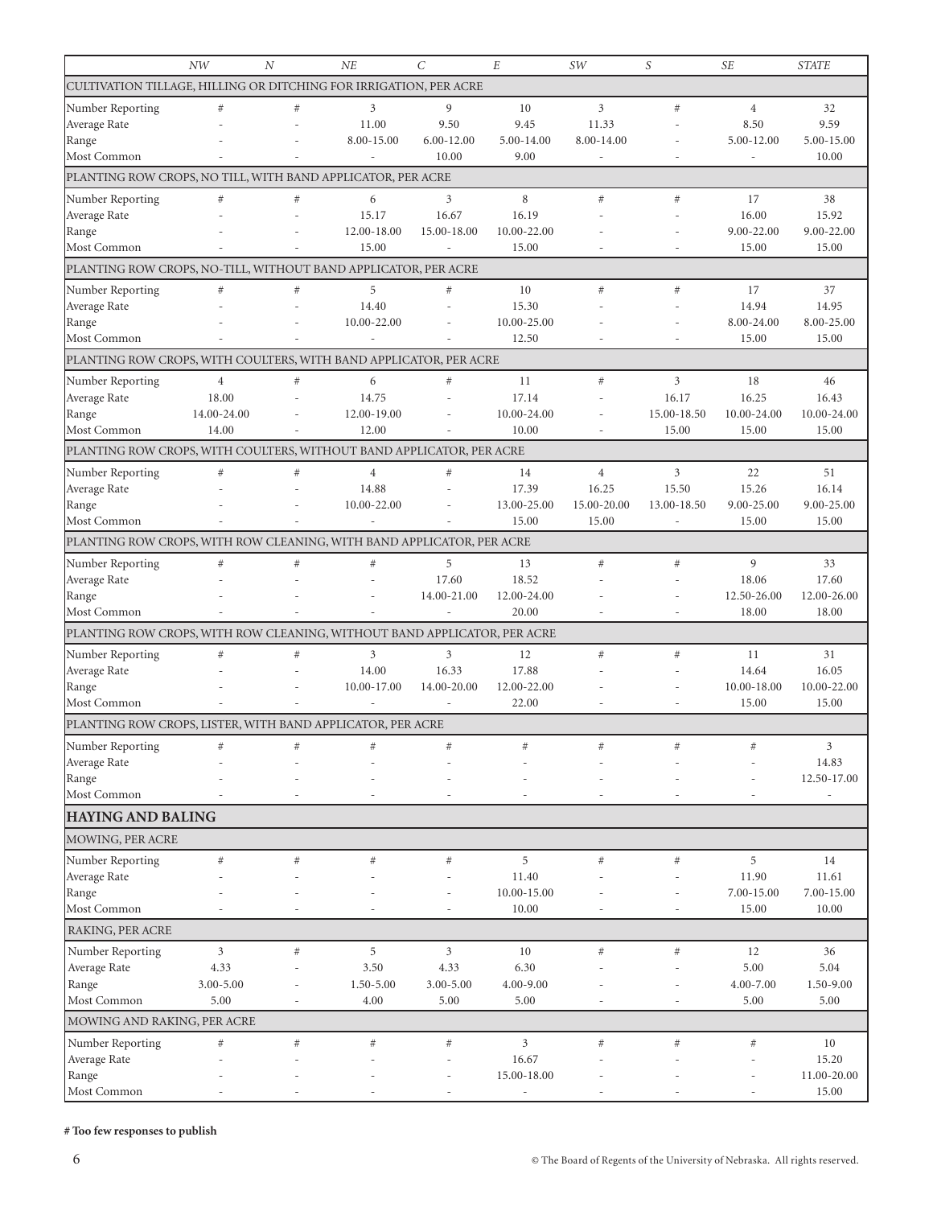| | *NW* | *N* | *NE* | *C* | *E* | *SW* | *S* | *SE* | *STATE* |
|---|---|---|---|---|---|---|---|---|---|
| CULTIVATION TILLAGE, HILLING OR DITCHING FOR IRRIGATION, PER ACRE | | | | | | | | | |
| Number Reporting | # | # | 3 | 9 | 10 | 3 | # | 4 | 32 |
| Average Rate | - | - | 11.00 | 9.50 | 9.45 | 11.33 | - | 8.50 | 9.59 |
| Range | - | - | 8.00-15.00 | 6.00-12.00 | 5.00-14.00 | 8.00-14.00 | - | 5.00-12.00 | 5.00-15.00 |
| Most Common | - | - | - | 10.00 | 9.00 | - | - | - | 10.00 |
| PLANTING ROW CROPS, NO TILL, WITH BAND APPLICATOR, PER ACRE | | | | | | | | | |
| Number Reporting | # | # | 6 | 3 | 8 | # | # | 17 | 38 |
| Average Rate | - | - | 15.17 | 16.67 | 16.19 | - | - | 16.00 | 15.92 |
| Range | - | - | 12.00-18.00 | 15.00-18.00 | 10.00-22.00 | - | - | 9.00-22.00 | 9.00-22.00 |
| Most Common | - | - | 15.00 | - | 15.00 | - | - | 15.00 | 15.00 |
| PLANTING ROW CROPS, NO-TILL, WITHOUT BAND APPLICATOR, PER ACRE | | | | | | | | | |
| Number Reporting | # | # | 5 | # | 10 | # | # | 17 | 37 |
| Average Rate | - | - | 14.40 | - | 15.30 | - | - | 14.94 | 14.95 |
| Range | - | - | 10.00-22.00 | - | 10.00-25.00 | - | - | 8.00-24.00 | 8.00-25.00 |
| Most Common | - | - | - | - | 12.50 | - | - | 15.00 | 15.00 |
| PLANTING ROW CROPS, WITH COULTERS, WITH BAND APPLICATOR, PER ACRE | | | | | | | | | |
| Number Reporting | 4 | # | 6 | # | 11 | # | 3 | 18 | 46 |
| Average Rate | 18.00 | - | 14.75 | - | 17.14 | - | 16.17 | 16.25 | 16.43 |
| Range | 14.00-24.00 | - | 12.00-19.00 | - | 10.00-24.00 | - | 15.00-18.50 | 10.00-24.00 | 10.00-24.00 |
| Most Common | 14.00 | - | 12.00 | - | 10.00 | - | 15.00 | 15.00 | 15.00 |
| PLANTING ROW CROPS, WITH COULTERS, WITHOUT BAND APPLICATOR, PER ACRE | | | | | | | | | |
| Number Reporting | # | # | 4 | # | 14 | 4 | 3 | 22 | 51 |
| Average Rate | - | - | 14.88 | - | 17.39 | 16.25 | 15.50 | 15.26 | 16.14 |
| Range | - | - | 10.00-22.00 | - | 13.00-25.00 | 15.00-20.00 | 13.00-18.50 | 9.00-25.00 | 9.00-25.00 |
| Most Common | - | - | - | - | 15.00 | 15.00 | - | 15.00 | 15.00 |
| PLANTING ROW CROPS, WITH ROW CLEANING, WITH BAND APPLICATOR, PER ACRE | | | | | | | | | |
| Number Reporting | # | # | # | 5 | 13 | # | # | 9 | 33 |
| Average Rate | - | - | - | 17.60 | 18.52 | - | - | 18.06 | 17.60 |
| Range | - | - | - | 14.00-21.00 | 12.00-24.00 | - | - | 12.50-26.00 | 12.00-26.00 |
| Most Common | - | - | - | - | 20.00 | - | - | 18.00 | 18.00 |
| PLANTING ROW CROPS, WITH ROW CLEANING, WITHOUT BAND APPLICATOR, PER ACRE | | | | | | | | | |
| Number Reporting | # | # | 3 | 3 | 12 | # | # | 11 | 31 |
| Average Rate | - | - | 14.00 | 16.33 | 17.88 | - | - | 14.64 | 16.05 |
| Range | - | - | 10.00-17.00 | 14.00-20.00 | 12.00-22.00 | - | - | 10.00-18.00 | 10.00-22.00 |
| Most Common | - | - | - | - | 22.00 | - | - | 15.00 | 15.00 |
| PLANTING ROW CROPS, LISTER, WITH BAND APPLICATOR, PER ACRE | | | | | | | | | |
| Number Reporting | # | # | # | # | # | # | # | # | 3 |
| Average Rate | - | - | - | - | - | - | - | - | 14.83 |
| Range | - | - | - | - | - | - | - | - | 12.50-17.00 |
| Most Common | - | - | - | - | - | - | - | - | - |
| **HAYING AND BALING** | | | | | | | | | |
| MOWING, PER ACRE | | | | | | | | | |
| Number Reporting | # | # | # | # | 5 | # | # | 5 | 14 |
| Average Rate | - | - | - | - | 11.40 | - | - | 11.90 | 11.61 |
| Range | - | - | - | - | 10.00-15.00 | - | - | 7.00-15.00 | 7.00-15.00 |
| Most Common | - | - | - | - | 10.00 | - | - | 15.00 | 10.00 |
| RAKING, PER ACRE | | | | | | | | | |
| Number Reporting | 3 | # | 5 | 3 | 10 | # | # | 12 | 36 |
| Average Rate | 4.33 | - | 3.50 | 4.33 | 6.30 | - | - | 5.00 | 5.04 |
| Range | 3.00-5.00 | - | 1.50-5.00 | 3.00-5.00 | 4.00-9.00 | - | - | 4.00-7.00 | 1.50-9.00 |
| Most Common | 5.00 | - | 4.00 | 5.00 | 5.00 | - | - | 5.00 | 5.00 |
| MOWING AND RAKING, PER ACRE | | | | | | | | | |
| Number Reporting | # | # | # | # | 3 | # | # | # | 10 |
| Average Rate | - | - | - | - | 16.67 | - | - | - | 15.20 |
| Range | - | - | - | - | 15.00-18.00 | - | - | - | 11.00-20.00 |
| Most Common | - | - | - | - | - | - | - | - | 15.00 |

**# Too few responses to publish**

© The Board of Regents of the University of Nebraska. All rights reserved.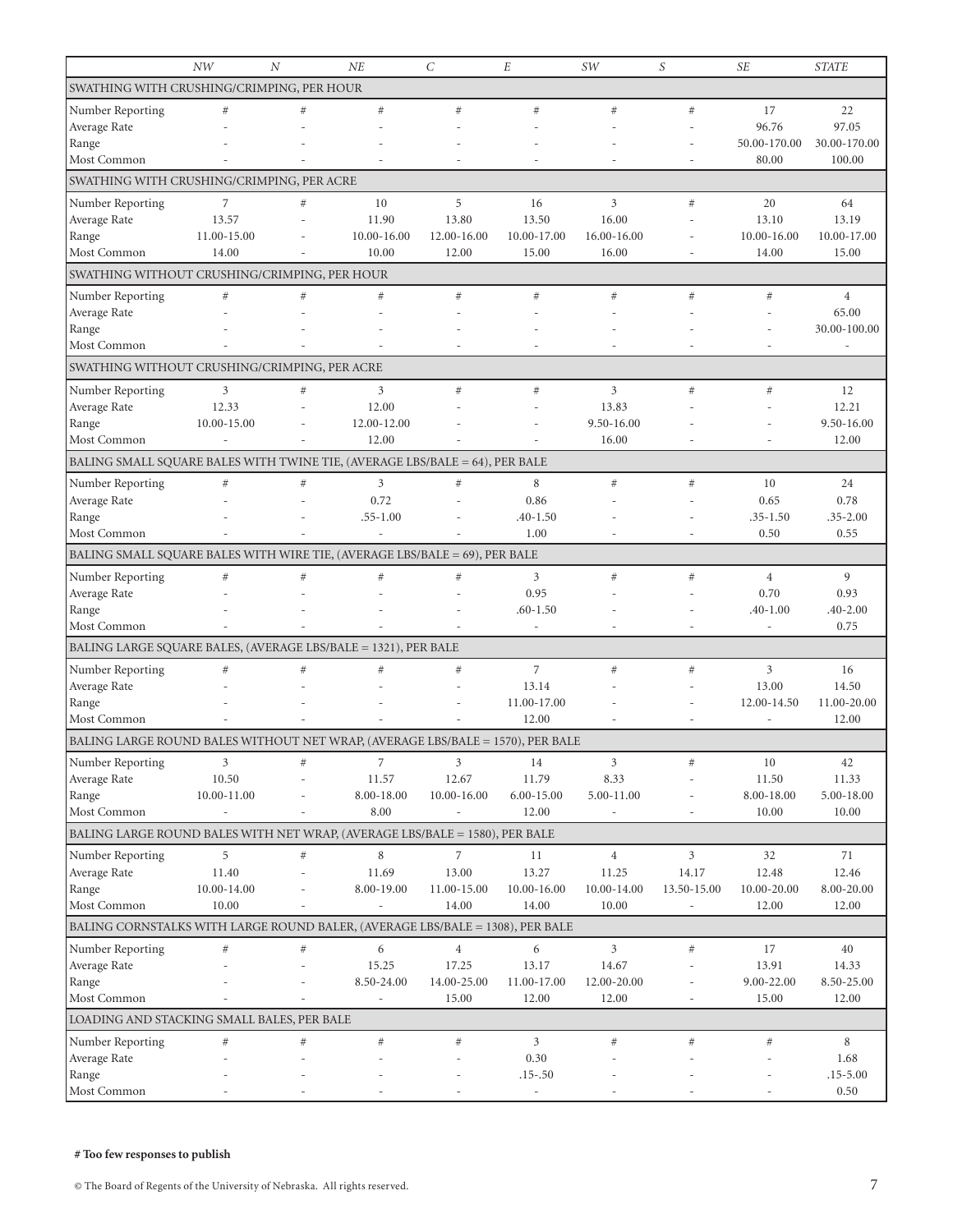| | NW | N | NE | C | E | SW | S | SE | STATE |
|---|---|---|---|---|---|---|---|---|---|
| SWATHING WITH CRUSHING/CRIMPING, PER HOUR | | | | | | | | | |
| Number Reporting | # | # | # | # | # | # | # | 17 | 22 |
| Average Rate | - | - | - | - | - | - | - | 96.76 | 97.05 |
| Range | - | - | - | - | - | - | - | 50.00-170.00 | 30.00-170.00 |
| Most Common | - | - | - | - | - | - | - | 80.00 | 100.00 |
| SWATHING WITH CRUSHING/CRIMPING, PER ACRE | | | | | | | | | |
| Number Reporting | 7 | # | 10 | 5 | 16 | 3 | # | 20 | 64 |
| Average Rate | 13.57 | - | 11.90 | 13.80 | 13.50 | 16.00 | - | 13.10 | 13.19 |
| Range | 11.00-15.00 | - | 10.00-16.00 | 12.00-16.00 | 10.00-17.00 | 16.00-16.00 | - | 10.00-16.00 | 10.00-17.00 |
| Most Common | 14.00 | - | 10.00 | 12.00 | 15.00 | 16.00 | - | 14.00 | 15.00 |
| SWATHING WITHOUT CRUSHING/CRIMPING, PER HOUR | | | | | | | | | |
| Number Reporting | # | # | # | # | # | # | # | # | 4 |
| Average Rate | - | - | - | - | - | - | - | - | 65.00 |
| Range | - | - | - | - | - | - | - | - | 30.00-100.00 |
| Most Common | - | - | - | - | - | - | - | - | - |
| SWATHING WITHOUT CRUSHING/CRIMPING, PER ACRE | | | | | | | | | |
| Number Reporting | 3 | # | 3 | # | # | 3 | # | # | 12 |
| Average Rate | 12.33 | - | 12.00 | - | - | 13.83 | - | - | 12.21 |
| Range | 10.00-15.00 | - | 12.00-12.00 | - | - | 9.50-16.00 | - | - | 9.50-16.00 |
| Most Common | - | - | 12.00 | - | - | 16.00 | - | - | 12.00 |
| BALING SMALL SQUARE BALES WITH TWINE TIE, (AVERAGE LBS/BALE = 64), PER BALE | | | | | | | | | |
| Number Reporting | # | # | 3 | # | 8 | # | # | 10 | 24 |
| Average Rate | - | - | 0.72 | - | 0.86 | - | - | 0.65 | 0.78 |
| Range | - | - | .55-1.00 | - | .40-1.50 | - | - | .35-1.50 | .35-2.00 |
| Most Common | - | - | - | - | 1.00 | - | - | 0.50 | 0.55 |
| BALING SMALL SQUARE BALES WITH WIRE TIE, (AVERAGE LBS/BALE = 69), PER BALE | | | | | | | | | |
| Number Reporting | # | # | # | # | 3 | # | # | 4 | 9 |
| Average Rate | - | - | - | - | 0.95 | - | - | 0.70 | 0.93 |
| Range | - | - | - | - | .60-1.50 | - | - | .40-1.00 | .40-2.00 |
| Most Common | - | - | - | - | - | - | - | - | 0.75 |
| BALING LARGE SQUARE BALES, (AVERAGE LBS/BALE = 1321), PER BALE | | | | | | | | | |
| Number Reporting | # | # | # | # | 7 | # | # | 3 | 16 |
| Average Rate | - | - | - | - | 13.14 | - | - | 13.00 | 14.50 |
| Range | - | - | - | - | 11.00-17.00 | - | - | 12.00-14.50 | 11.00-20.00 |
| Most Common | - | - | - | - | 12.00 | - | - | - | 12.00 |
| BALING LARGE ROUND BALES WITHOUT NET WRAP, (AVERAGE LBS/BALE = 1570), PER BALE | | | | | | | | | |
| Number Reporting | 3 | # | 7 | 3 | 14 | 3 | # | 10 | 42 |
| Average Rate | 10.50 | - | 11.57 | 12.67 | 11.79 | 8.33 | - | 11.50 | 11.33 |
| Range | 10.00-11.00 | - | 8.00-18.00 | 10.00-16.00 | 6.00-15.00 | 5.00-11.00 | - | 8.00-18.00 | 5.00-18.00 |
| Most Common | - | - | 8.00 | - | 12.00 | - | - | 10.00 | 10.00 |
| BALING LARGE ROUND BALES WITH NET WRAP, (AVERAGE LBS/BALE = 1580), PER BALE | | | | | | | | | |
| Number Reporting | 5 | # | 8 | 7 | 11 | 4 | 3 | 32 | 71 |
| Average Rate | 11.40 | - | 11.69 | 13.00 | 13.27 | 11.25 | 14.17 | 12.48 | 12.46 |
| Range | 10.00-14.00 | - | 8.00-19.00 | 11.00-15.00 | 10.00-16.00 | 10.00-14.00 | 13.50-15.00 | 10.00-20.00 | 8.00-20.00 |
| Most Common | 10.00 | - | - | 14.00 | 14.00 | 10.00 | - | 12.00 | 12.00 |
| BALING CORNSTALKS WITH LARGE ROUND BALER, (AVERAGE LBS/BALE = 1308), PER BALE | | | | | | | | | |
| Number Reporting | # | # | 6 | 4 | 6 | 3 | # | 17 | 40 |
| Average Rate | - | - | 15.25 | 17.25 | 13.17 | 14.67 | - | 13.91 | 14.33 |
| Range | - | - | 8.50-24.00 | 14.00-25.00 | 11.00-17.00 | 12.00-20.00 | - | 9.00-22.00 | 8.50-25.00 |
| Most Common | - | - | - | 15.00 | 12.00 | 12.00 | - | 15.00 | 12.00 |
| LOADING AND STACKING SMALL BALES, PER BALE | | | | | | | | | |
| Number Reporting | # | # | # | # | 3 | # | # | # | 8 |
| Average Rate | - | - | - | - | 0.30 | - | - | - | 1.68 |
| Range | - | - | - | - | .15-.50 | - | - | - | .15-5.00 |
| Most Common | - | - | - | - | - | - | - | - | 0.50 |

**# Too few responses to publish**

© The Board of Regents of the University of Nebraska. All rights reserved.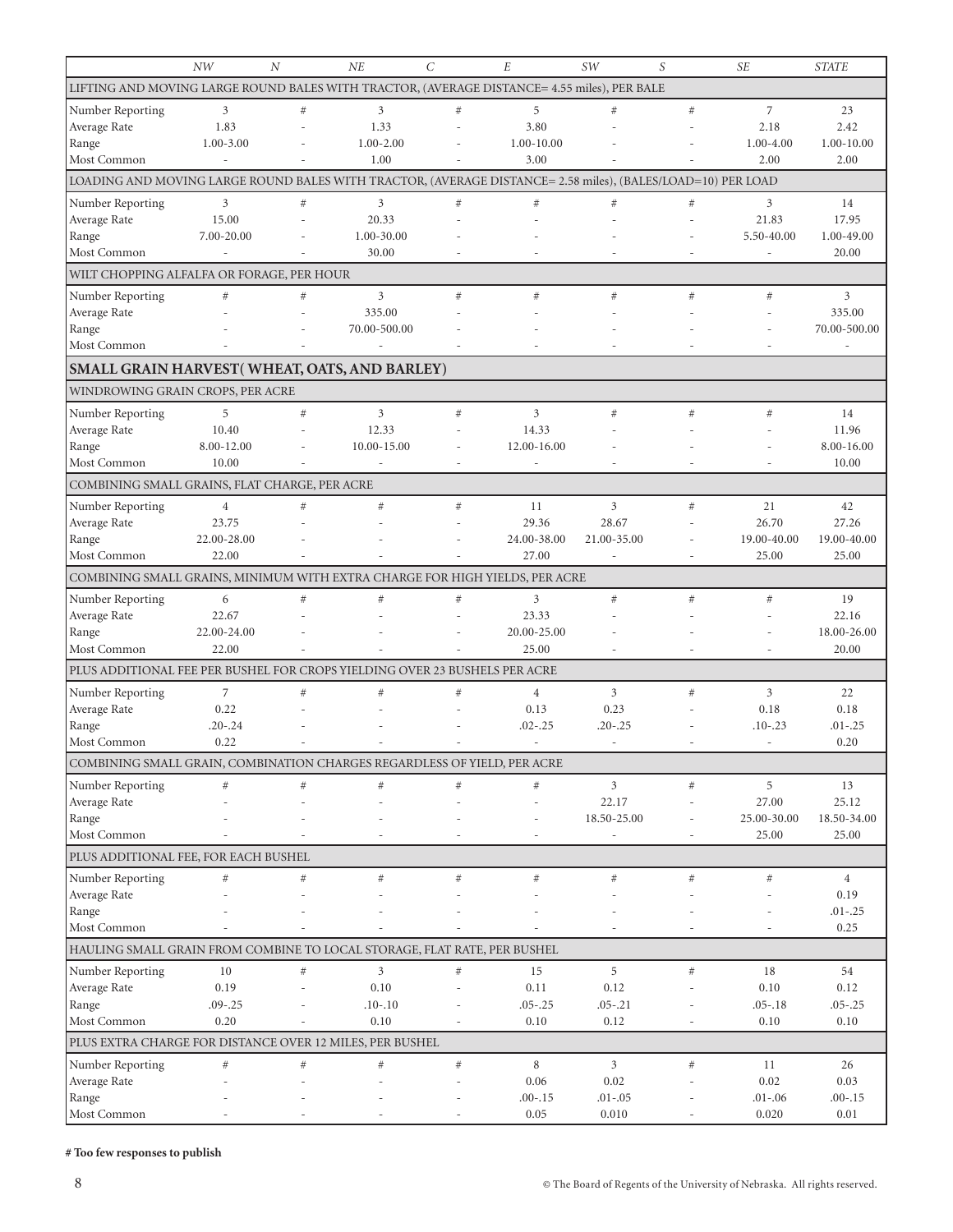| | NW | N | NE | C | E | SW | S | SE | STATE |
|---|---|---|---|---|---|---|---|---|---|
| LIFTING AND MOVING LARGE ROUND BALES WITH TRACTOR, (AVERAGE DISTANCE= 4.55 miles), PER BALE | | | | | | | | | |
| Number Reporting | 3 | # | 3 | # | 5 | # | # | 7 | 23 |
| Average Rate | 1.83 | - | 1.33 | - | 3.80 | - | - | 2.18 | 2.42 |
| Range | 1.00-3.00 | - | 1.00-2.00 | - | 1.00-10.00 | - | - | 1.00-4.00 | 1.00-10.00 |
| Most Common | - | - | 1.00 | - | 3.00 | - | - | 2.00 | 2.00 |
| LOADING AND MOVING LARGE ROUND BALES WITH TRACTOR, (AVERAGE DISTANCE= 2.58 miles), (BALES/LOAD=10) PER LOAD | | | | | | | | | |
| Number Reporting | 3 | # | 3 | # | # | # | # | 3 | 14 |
| Average Rate | 15.00 | - | 20.33 | - | - | - | - | 21.83 | 17.95 |
| Range | 7.00-20.00 | - | 1.00-30.00 | - | - | - | - | 5.50-40.00 | 1.00-49.00 |
| Most Common | - | - | 30.00 | - | - | - | - | - | 20.00 |
| WILT CHOPPING ALFALFA OR FORAGE, PER HOUR | | | | | | | | | |
| Number Reporting | # | # | 3 | # | # | # | # | # | 3 |
| Average Rate | - | - | 335.00 | - | - | - | - | - | 335.00 |
| Range | - | - | 70.00-500.00 | - | - | - | - | - | 70.00-500.00 |
| Most Common | - | - | - | - | - | - | - | - | - |
| **SMALL GRAIN HARVEST( WHEAT, OATS, AND BARLEY)** | | | | | | | | | |
| WINDROWING GRAIN CROPS, PER ACRE | | | | | | | | | |
| Number Reporting | 5 | # | 3 | # | 3 | # | # | # | 14 |
| Average Rate | 10.40 | - | 12.33 | - | 14.33 | - | - | - | 11.96 |
| Range | 8.00-12.00 | - | 10.00-15.00 | - | 12.00-16.00 | - | - | - | 8.00-16.00 |
| Most Common | 10.00 | - | - | - | - | - | - | - | 10.00 |
| COMBINING SMALL GRAINS, FLAT CHARGE, PER ACRE | | | | | | | | | |
| Number Reporting | 4 | # | # | # | 11 | 3 | # | 21 | 42 |
| Average Rate | 23.75 | - | - | - | 29.36 | 28.67 | - | 26.70 | 27.26 |
| Range | 22.00-28.00 | - | - | - | 24.00-38.00 | 21.00-35.00 | - | 19.00-40.00 | 19.00-40.00 |
| Most Common | 22.00 | - | - | - | 27.00 | - | - | 25.00 | 25.00 |
| COMBINING SMALL GRAINS, MINIMUM WITH EXTRA CHARGE FOR HIGH YIELDS, PER ACRE | | | | | | | | | |
| Number Reporting | 6 | # | # | # | 3 | # | # | # | 19 |
| Average Rate | 22.67 | - | - | - | 23.33 | - | - | - | 22.16 |
| Range | 22.00-24.00 | - | - | - | 20.00-25.00 | - | - | - | 18.00-26.00 |
| Most Common | 22.00 | - | - | - | 25.00 | - | - | - | 20.00 |
| PLUS ADDITIONAL FEE PER BUSHEL FOR CROPS YIELDING OVER 23 BUSHELS PER ACRE | | | | | | | | | |
| Number Reporting | 7 | # | # | # | 4 | 3 | # | 3 | 22 |
| Average Rate | 0.22 | - | - | - | 0.13 | 0.23 | - | 0.18 | 0.18 |
| Range | .20-.24 | - | - | - | .02-.25 | .20-.25 | - | .10-.23 | .01-.25 |
| Most Common | 0.22 | - | - | - | - | - | - | - | 0.20 |
| COMBINING SMALL GRAIN, COMBINATION CHARGES REGARDLESS OF YIELD, PER ACRE | | | | | | | | | |
| Number Reporting | # | # | # | # | # | 3 | # | 5 | 13 |
| Average Rate | - | - | - | - | - | 22.17 | - | 27.00 | 25.12 |
| Range | - | - | - | - | - | 18.50-25.00 | - | 25.00-30.00 | 18.50-34.00 |
| Most Common | - | - | - | - | - | - | - | 25.00 | 25.00 |
| PLUS ADDITIONAL FEE, FOR EACH BUSHEL | | | | | | | | | |
| Number Reporting | # | # | # | # | # | # | # | # | 4 |
| Average Rate | - | - | - | - | - | - | - | - | 0.19 |
| Range | - | - | - | - | - | - | - | - | .01-.25 |
| Most Common | - | - | - | - | - | - | - | - | 0.25 |
| HAULING SMALL GRAIN FROM COMBINE TO LOCAL STORAGE, FLAT RATE, PER BUSHEL | | | | | | | | | |
| Number Reporting | 10 | # | 3 | # | 15 | 5 | # | 18 | 54 |
| Average Rate | 0.19 | - | 0.10 | - | 0.11 | 0.12 | - | 0.10 | 0.12 |
| Range | .09-.25 | - | .10-.10 | - | .05-.25 | .05-.21 | - | .05-.18 | .05-.25 |
| Most Common | 0.20 | - | 0.10 | - | 0.10 | 0.12 | - | 0.10 | 0.10 |
| PLUS EXTRA CHARGE FOR DISTANCE OVER 12 MILES, PER BUSHEL | | | | | | | | | |
| Number Reporting | # | # | # | # | 8 | 3 | # | 11 | 26 |
| Average Rate | - | - | - | - | 0.06 | 0.02 | - | 0.02 | 0.03 |
| Range | - | - | - | - | .00-.15 | .01-.05 | - | .01-.06 | .00-.15 |
| Most Common | - | - | - | - | 0.05 | 0.010 | - | 0.020 | 0.01 |

**# Too few responses to publish**

© The Board of Regents of the University of Nebraska. All rights reserved.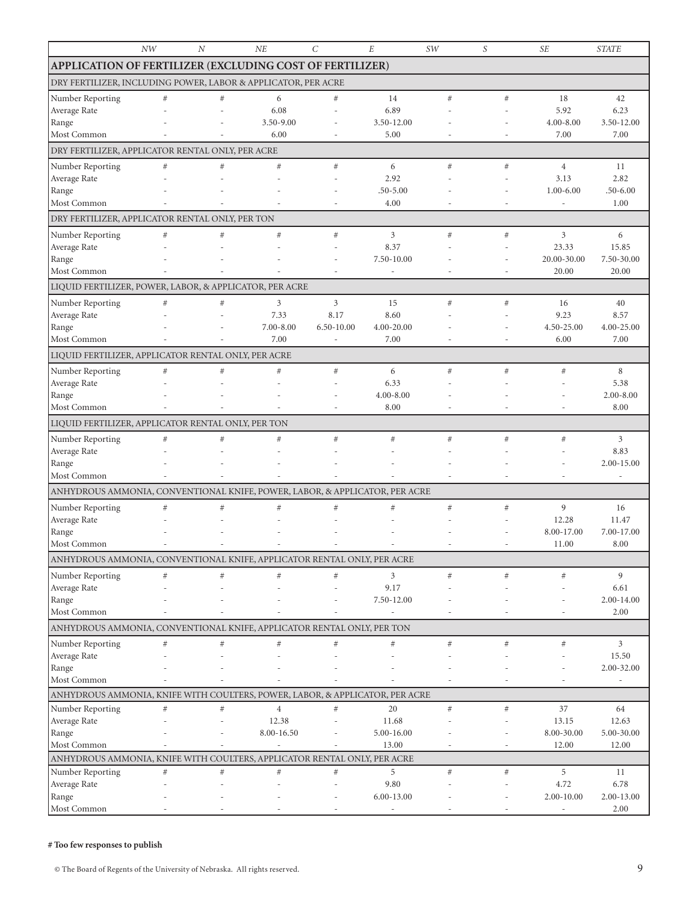## APPLICATION OF FERTILIZER (EXCLUDING COST OF FERTILIZER)

| | NW | N | NE | C | E | SW | S | SE | STATE |
|---|---|---|---|---|---|---|---|---|---|
| **DRY FERTILIZER, INCLUDING POWER, LABOR & APPLICATOR, PER ACRE** | | | | | | | | | |
| Number Reporting | # | # | 6 | # | 14 | # | # | 18 | 42 |
| Average Rate | - | - | 6.08 | - | 6.89 | - | - | 5.92 | 6.23 |
| Range | - | - | 3.50-9.00 | - | 3.50-12.00 | - | - | 4.00-8.00 | 3.50-12.00 |
| Most Common | - | - | 6.00 | - | 5.00 | - | - | 7.00 | 7.00 |
| **DRY FERTILIZER, APPLICATOR RENTAL ONLY, PER ACRE** | | | | | | | | | |
| Number Reporting | # | # | # | # | 6 | # | # | 4 | 11 |
| Average Rate | - | - | - | - | 2.92 | - | - | 3.13 | 2.82 |
| Range | - | - | - | - | .50-5.00 | - | - | 1.00-6.00 | .50-6.00 |
| Most Common | - | - | - | - | 4.00 | - | - | - | 1.00 |
| **DRY FERTILIZER, APPLICATOR RENTAL ONLY, PER TON** | | | | | | | | | |
| Number Reporting | # | # | # | # | 3 | # | # | 3 | 6 |
| Average Rate | - | - | - | - | 8.37 | - | - | 23.33 | 15.85 |
| Range | - | - | - | - | 7.50-10.00 | - | - | 20.00-30.00 | 7.50-30.00 |
| Most Common | - | - | - | - | - | - | - | 20.00 | 20.00 |
| **LIQUID FERTILIZER, POWER, LABOR, & APPLICATOR, PER ACRE** | | | | | | | | | |
| Number Reporting | # | # | 3 | 3 | 15 | # | # | 16 | 40 |
| Average Rate | - | - | 7.33 | 8.17 | 8.60 | - | - | 9.23 | 8.57 |
| Range | - | - | 7.00-8.00 | 6.50-10.00 | 4.00-20.00 | - | - | 4.50-25.00 | 4.00-25.00 |
| Most Common | - | - | 7.00 | - | 7.00 | - | - | 6.00 | 7.00 |
| **LIQUID FERTILIZER, APPLICATOR RENTAL ONLY, PER ACRE** | | | | | | | | | |
| Number Reporting | # | # | # | # | 6 | # | # | # | 8 |
| Average Rate | - | - | - | - | 6.33 | - | - | - | 5.38 |
| Range | - | - | - | - | 4.00-8.00 | - | - | - | 2.00-8.00 |
| Most Common | - | - | - | - | 8.00 | - | - | - | 8.00 |
| **LIQUID FERTILIZER, APPLICATOR RENTAL ONLY, PER TON** | | | | | | | | | |
| Number Reporting | # | # | # | # | # | # | # | # | 3 |
| Average Rate | - | - | - | - | - | - | - | - | 8.83 |
| Range | - | - | - | - | - | - | - | - | 2.00-15.00 |
| Most Common | - | - | - | - | - | - | - | - | - |
| **ANHYDROUS AMMONIA, CONVENTIONAL KNIFE, POWER, LABOR, & APPLICATOR, PER ACRE** | | | | | | | | | |
| Number Reporting | # | # | # | # | # | # | # | 9 | 16 |
| Average Rate | - | - | - | - | - | - | - | 12.28 | 11.47 |
| Range | - | - | - | - | - | - | - | 8.00-17.00 | 7.00-17.00 |
| Most Common | - | - | - | - | - | - | - | 11.00 | 8.00 |
| **ANHYDROUS AMMONIA, CONVENTIONAL KNIFE, APPLICATOR RENTAL ONLY, PER ACRE** | | | | | | | | | |
| Number Reporting | # | # | # | # | 3 | # | # | # | 9 |
| Average Rate | - | - | - | - | 9.17 | - | - | - | 6.61 |
| Range | - | - | - | - | 7.50-12.00 | - | - | - | 2.00-14.00 |
| Most Common | - | - | - | - | - | - | - | - | 2.00 |
| **ANHYDROUS AMMONIA, CONVENTIONAL KNIFE, APPLICATOR RENTAL ONLY, PER TON** | | | | | | | | | |
| Number Reporting | # | # | # | # | # | # | # | # | 3 |
| Average Rate | - | - | - | - | - | - | - | - | 15.50 |
| Range | - | - | - | - | - | - | - | - | 2.00-32.00 |
| Most Common | - | - | - | - | - | - | - | - | - |
| **ANHYDROUS AMMONIA, KNIFE WITH COULTERS, POWER, LABOR, & APPLICATOR, PER ACRE** | | | | | | | | | |
| Number Reporting | # | # | 4 | # | 20 | # | # | 37 | 64 |
| Average Rate | - | - | 12.38 | - | 11.68 | - | - | 13.15 | 12.63 |
| Range | - | - | 8.00-16.50 | - | 5.00-16.00 | - | - | 8.00-30.00 | 5.00-30.00 |
| Most Common | - | - | - | - | 13.00 | - | - | 12.00 | 12.00 |
| **ANHYDROUS AMMONIA, KNIFE WITH COULTERS, APPLICATOR RENTAL ONLY, PER ACRE** | | | | | | | | | |
| Number Reporting | # | # | # | # | 5 | # | # | 5 | 11 |
| Average Rate | - | - | - | - | 9.80 | - | - | 4.72 | 6.78 |
| Range | - | - | - | - | 6.00-13.00 | - | - | 2.00-10.00 | 2.00-13.00 |
| Most Common | - | - | - | - | - | - | - | - | 2.00 |

**# Too few responses to publish**

© The Board of Regents of the University of Nebraska. All rights reserved.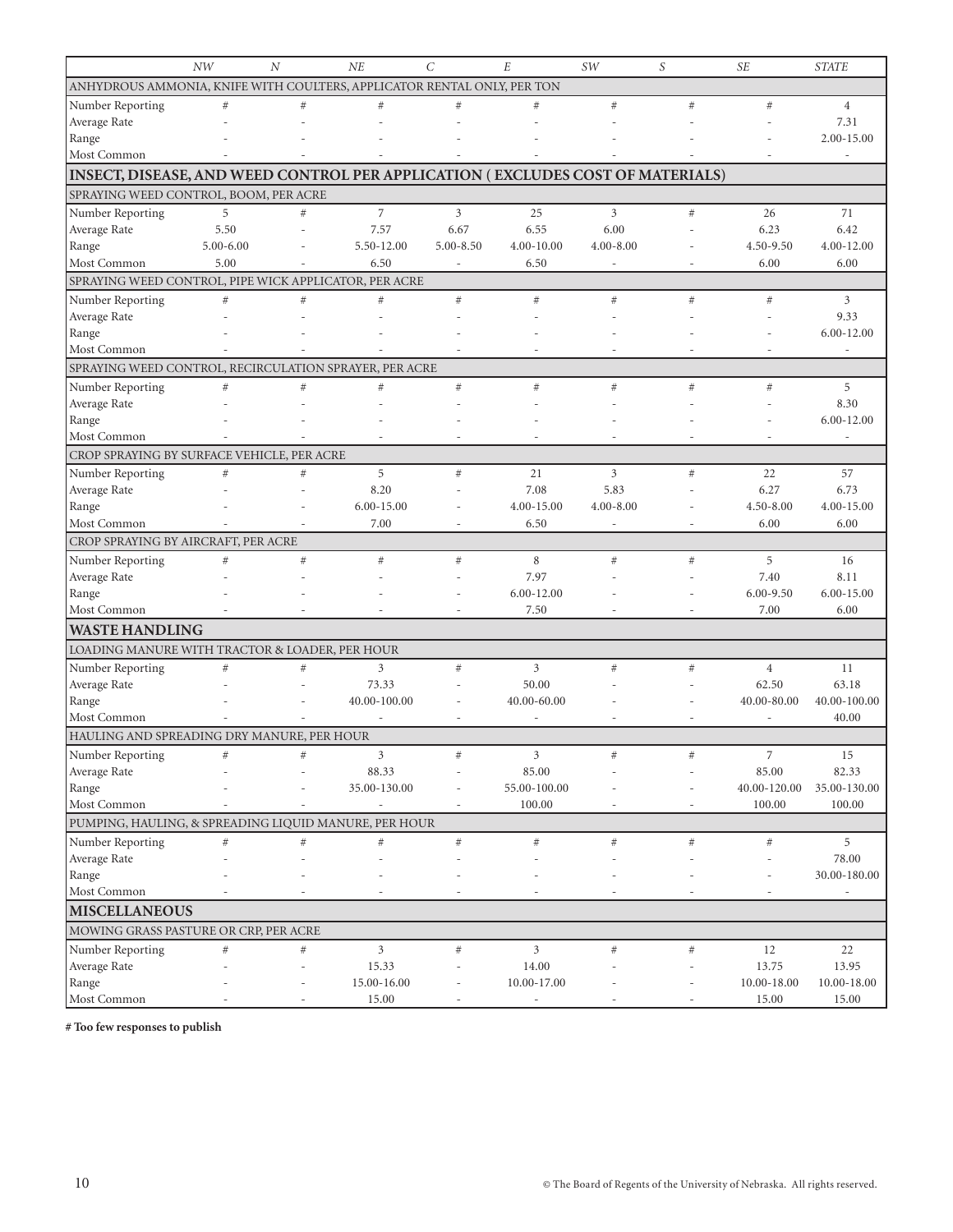| | NW | N | NE | C | E | SW | S | SE | STATE |
|---|---|---|---|---|---|---|---|---|---|
| **ANHYDROUS AMMONIA, KNIFE WITH COULTERS, APPLICATOR RENTAL ONLY, PER TON** | | | | | | | | | |
| Number Reporting | # | # | # | # | # | # | # | # | 4 |
| Average Rate | - | - | - | - | - | - | - | - | 7.31 |
| Range | - | - | - | - | - | - | - | - | 2.00-15.00 |
| Most Common | - | - | - | - | - | - | - | - | - |
| **INSECT, DISEASE, AND WEED CONTROL PER APPLICATION ( EXCLUDES COST OF MATERIALS)** | | | | | | | | | |
| **SPRAYING WEED CONTROL, BOOM, PER ACRE** | | | | | | | | | |
| Number Reporting | 5 | # | 7 | 3 | 25 | 3 | # | 26 | 71 |
| Average Rate | 5.50 | - | 7.57 | 6.67 | 6.55 | 6.00 | - | 6.23 | 6.42 |
| Range | 5.00-6.00 | - | 5.50-12.00 | 5.00-8.50 | 4.00-10.00 | 4.00-8.00 | - | 4.50-9.50 | 4.00-12.00 |
| Most Common | 5.00 | - | 6.50 | - | 6.50 | - | - | 6.00 | 6.00 |
| **SPRAYING WEED CONTROL, PIPE WICK APPLICATOR, PER ACRE** | | | | | | | | | |
| Number Reporting | # | # | # | # | # | # | # | # | 3 |
| Average Rate | - | - | - | - | - | - | - | - | 9.33 |
| Range | - | - | - | - | - | - | - | - | 6.00-12.00 |
| Most Common | - | - | - | - | - | - | - | - | - |
| **SPRAYING WEED CONTROL, RECIRCULATION SPRAYER, PER ACRE** | | | | | | | | | |
| Number Reporting | # | # | # | # | # | # | # | # | 5 |
| Average Rate | - | - | - | - | - | - | - | - | 8.30 |
| Range | - | - | - | - | - | - | - | - | 6.00-12.00 |
| Most Common | - | - | - | - | - | - | - | - | - |
| **CROP SPRAYING BY SURFACE VEHICLE, PER ACRE** | | | | | | | | | |
| Number Reporting | # | # | 5 | # | 21 | 3 | # | 22 | 57 |
| Average Rate | - | - | 8.20 | - | 7.08 | 5.83 | - | 6.27 | 6.73 |
| Range | - | - | 6.00-15.00 | - | 4.00-15.00 | 4.00-8.00 | - | 4.50-8.00 | 4.00-15.00 |
| Most Common | - | - | 7.00 | - | 6.50 | - | - | 6.00 | 6.00 |
| **CROP SPRAYING BY AIRCRAFT, PER ACRE** | | | | | | | | | |
| Number Reporting | # | # | # | # | 8 | # | # | 5 | 16 |
| Average Rate | - | - | - | - | 7.97 | - | - | 7.40 | 8.11 |
| Range | - | - | - | - | 6.00-12.00 | - | - | 6.00-9.50 | 6.00-15.00 |
| Most Common | - | - | - | - | 7.50 | - | - | 7.00 | 6.00 |
| **WASTE HANDLING** | | | | | | | | | |
| **LOADING MANURE WITH TRACTOR & LOADER, PER HOUR** | | | | | | | | | |
| Number Reporting | # | # | 3 | # | 3 | # | # | 4 | 11 |
| Average Rate | - | - | 73.33 | - | 50.00 | - | - | 62.50 | 63.18 |
| Range | - | - | 40.00-100.00 | - | 40.00-60.00 | - | - | 40.00-80.00 | 40.00-100.00 |
| Most Common | - | - | - | - | - | - | - | - | 40.00 |
| **HAULING AND SPREADING DRY MANURE, PER HOUR** | | | | | | | | | |
| Number Reporting | # | # | 3 | # | 3 | # | # | 7 | 15 |
| Average Rate | - | - | 88.33 | - | 85.00 | - | - | 85.00 | 82.33 |
| Range | - | - | 35.00-130.00 | - | 55.00-100.00 | - | - | 40.00-120.00 | 35.00-130.00 |
| Most Common | - | - | - | - | 100.00 | - | - | 100.00 | 100.00 |
| **PUMPING, HAULING, & SPREADING LIQUID MANURE, PER HOUR** | | | | | | | | | |
| Number Reporting | # | # | # | # | # | # | # | # | 5 |
| Average Rate | - | - | - | - | - | - | - | - | 78.00 |
| Range | - | - | - | - | - | - | - | - | 30.00-180.00 |
| Most Common | - | - | - | - | - | - | - | - | - |
| **MISCELLANEOUS** | | | | | | | | | |
| **MOWING GRASS PASTURE OR CRP, PER ACRE** | | | | | | | | | |
| Number Reporting | # | # | 3 | # | 3 | # | # | 12 | 22 |
| Average Rate | - | - | 15.33 | - | 14.00 | - | - | 13.75 | 13.95 |
| Range | - | - | 15.00-16.00 | - | 10.00-17.00 | - | - | 10.00-18.00 | 10.00-18.00 |
| Most Common | - | - | 15.00 | - | - | - | - | 15.00 | 15.00 |

**# Too few responses to publish**

© The Board of Regents of the University of Nebraska. All rights reserved.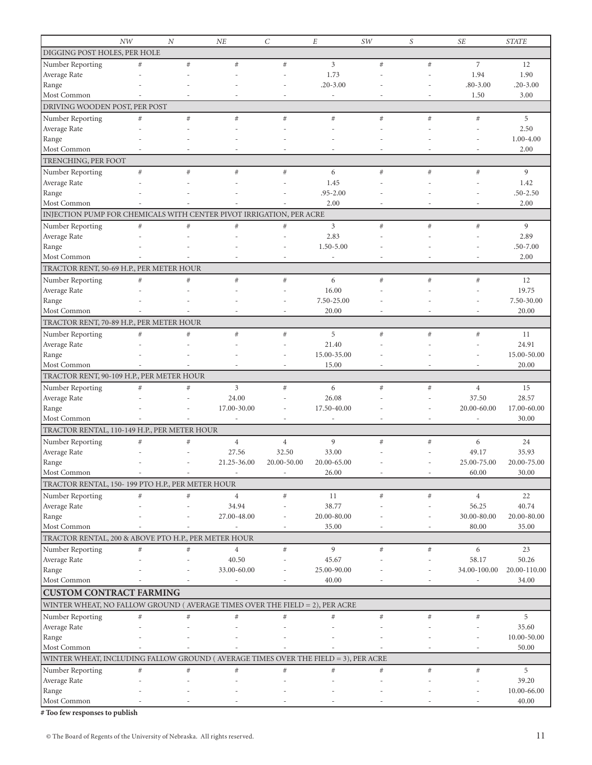| | NW | N | NE | C | E | SW | S | SE | STATE |
|---|---|---|---|---|---|---|---|---|---|
| DIGGING POST HOLES, PER HOLE | | | | | | | | | |
| Number Reporting | # | # | # | # | 3 | # | # | 7 | 12 |
| Average Rate | - | - | - | - | 1.73 | - | - | 1.94 | 1.90 |
| Range | - | - | - | - | .20-3.00 | - | - | .80-3.00 | .20-3.00 |
| Most Common | - | - | - | - | - | - | - | 1.50 | 3.00 |
| DRIVING WOODEN POST, PER POST | | | | | | | | | |
| Number Reporting | # | # | # | # | # | # | # | # | 5 |
| Average Rate | - | - | - | - | - | - | - | - | 2.50 |
| Range | - | - | - | - | - | - | - | - | 1.00-4.00 |
| Most Common | - | - | - | - | - | - | - | - | 2.00 |
| TRENCHING, PER FOOT | | | | | | | | | |
| Number Reporting | # | # | # | # | 6 | # | # | # | 9 |
| Average Rate | - | - | - | - | 1.45 | - | - | - | 1.42 |
| Range | - | - | - | - | .95-2.00 | - | - | - | .50-2.50 |
| Most Common | - | - | - | - | 2.00 | - | - | - | 2.00 |
| INJECTION PUMP FOR CHEMICALS WITH CENTER PIVOT IRRIGATION, PER ACRE | | | | | | | | | |
| Number Reporting | # | # | # | # | 3 | # | # | # | 9 |
| Average Rate | - | - | - | - | 2.83 | - | - | - | 2.89 |
| Range | - | - | - | - | 1.50-5.00 | - | - | - | .50-7.00 |
| Most Common | - | - | - | - | - | - | - | - | 2.00 |
| TRACTOR RENT, 50-69 H.P., PER METER HOUR | | | | | | | | | |
| Number Reporting | # | # | # | # | 6 | # | # | # | 12 |
| Average Rate | - | - | - | - | 16.00 | - | - | - | 19.75 |
| Range | - | - | - | - | 7.50-25.00 | - | - | - | 7.50-30.00 |
| Most Common | - | - | - | - | 20.00 | - | - | - | 20.00 |
| TRACTOR RENT, 70-89 H.P., PER METER HOUR | | | | | | | | | |
| Number Reporting | # | # | # | # | 5 | # | # | # | 11 |
| Average Rate | - | - | - | - | 21.40 | - | - | - | 24.91 |
| Range | - | - | - | - | 15.00-35.00 | - | - | - | 15.00-50.00 |
| Most Common | - | - | - | - | 15.00 | - | - | - | 20.00 |
| TRACTOR RENT, 90-109 H.P., PER METER HOUR | | | | | | | | | |
| Number Reporting | # | # | 3 | # | 6 | # | # | 4 | 15 |
| Average Rate | - | - | 24.00 | - | 26.08 | - | - | 37.50 | 28.57 |
| Range | - | - | 17.00-30.00 | - | 17.50-40.00 | - | - | 20.00-60.00 | 17.00-60.00 |
| Most Common | - | - | - | - | - | - | - | - | 30.00 |
| TRACTOR RENTAL, 110-149 H.P., PER METER HOUR | | | | | | | | | |
| Number Reporting | # | # | 4 | 4 | 9 | # | # | 6 | 24 |
| Average Rate | - | - | 27.56 | 32.50 | 33.00 | - | - | 49.17 | 35.93 |
| Range | - | - | 21.25-36.00 | 20.00-50.00 | 20.00-65.00 | - | - | 25.00-75.00 | 20.00-75.00 |
| Most Common | - | - | - | - | 26.00 | - | - | 60.00 | 30.00 |
| TRACTOR RENTAL, 150- 199 PTO H.P., PER METER HOUR | | | | | | | | | |
| Number Reporting | # | # | 4 | # | 11 | # | # | 4 | 22 |
| Average Rate | - | - | 34.94 | - | 38.77 | - | - | 56.25 | 40.74 |
| Range | - | - | 27.00-48.00 | - | 20.00-80.00 | - | - | 30.00-80.00 | 20.00-80.00 |
| Most Common | - | - | - | - | 35.00 | - | - | 80.00 | 35.00 |
| TRACTOR RENTAL, 200 & ABOVE PTO H.P., PER METER HOUR | | | | | | | | | |
| Number Reporting | # | # | 4 | # | 9 | # | # | 6 | 23 |
| Average Rate | - | - | 40.50 | - | 45.67 | - | - | 58.17 | 50.26 |
| Range | - | - | 33.00-60.00 | - | 25.00-90.00 | - | - | 34.00-100.00 | 20.00-110.00 |
| Most Common | - | - | - | - | 40.00 | - | - | - | 34.00 |
| **CUSTOM CONTRACT FARMING** | | | | | | | | | |
| WINTER WHEAT, NO FALLOW GROUND ( AVERAGE TIMES OVER THE FIELD = 2), PER ACRE | | | | | | | | | |
| Number Reporting | # | # | # | # | # | # | # | # | 5 |
| Average Rate | - | - | - | - | - | - | - | - | 35.60 |
| Range | - | - | - | - | - | - | - | - | 10.00-50.00 |
| Most Common | - | - | - | - | - | - | - | - | 50.00 |
| WINTER WHEAT, INCLUDING FALLOW GROUND ( AVERAGE TIMES OVER THE FIELD = 3), PER ACRE | | | | | | | | | |
| Number Reporting | # | # | # | # | # | # | # | # | 5 |
| Average Rate | - | - | - | - | - | - | - | - | 39.20 |
| Range | - | - | - | - | - | - | - | - | 10.00-66.00 |
| Most Common | - | - | - | - | - | - | - | - | 40.00 |

**# Too few responses to publish**

© The Board of Regents of the University of Nebraska. All rights reserved.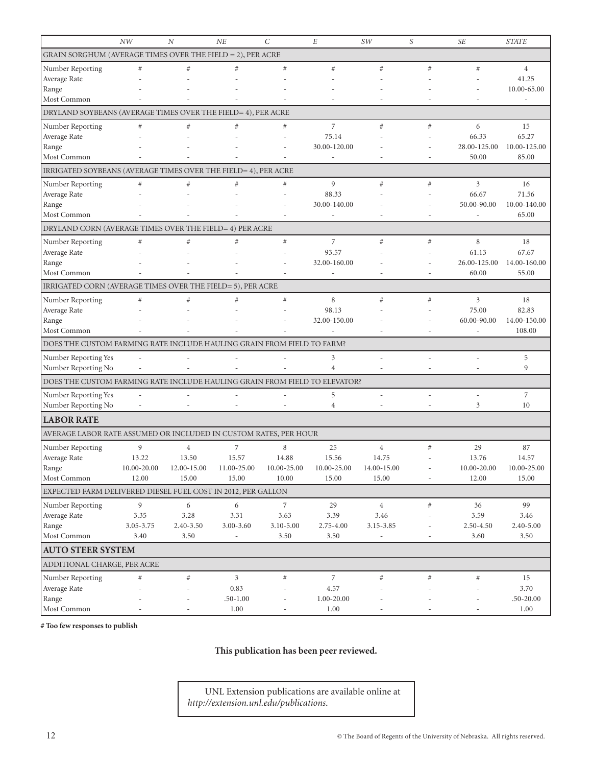| | NW | N | NE | C | E | SW | S | SE | STATE |
|---|---|---|---|---|---|---|---|---|---|
| GRAIN SORGHUM (AVERAGE TIMES OVER THE FIELD = 2), PER ACRE | | | | | | | | | |
| Number Reporting | # | # | # | # | # | # | # | # | 4 |
| Average Rate | - | - | - | - | - | - | - | - | 41.25 |
| Range | - | - | - | - | - | - | - | - | 10.00-65.00 |
| Most Common | - | - | - | - | - | - | - | - | - |
| DRYLAND SOYBEANS (AVERAGE TIMES OVER THE FIELD= 4), PER ACRE | | | | | | | | | |
| Number Reporting | # | # | # | # | 7 | # | # | 6 | 15 |
| Average Rate | - | - | - | - | 75.14 | - | - | 66.33 | 65.27 |
| Range | - | - | - | - | 30.00-120.00 | - | - | 28.00-125.00 | 10.00-125.00 |
| Most Common | - | - | - | - | - | - | - | 50.00 | 85.00 |
| IRRIGATED SOYBEANS (AVERAGE TIMES OVER THE FIELD= 4), PER ACRE | | | | | | | | | |
| Number Reporting | # | # | # | # | 9 | # | # | 3 | 16 |
| Average Rate | - | - | - | - | 88.33 | - | - | 66.67 | 71.56 |
| Range | - | - | - | - | 30.00-140.00 | - | - | 50.00-90.00 | 10.00-140.00 |
| Most Common | - | - | - | - | - | - | - | - | 65.00 |
| DRYLAND CORN (AVERAGE TIMES OVER THE FIELD= 4) PER ACRE | | | | | | | | | |
| Number Reporting | # | # | # | # | 7 | # | # | 8 | 18 |
| Average Rate | - | - | - | - | 93.57 | - | - | 61.13 | 67.67 |
| Range | - | - | - | - | 32.00-160.00 | - | - | 26.00-125.00 | 14.00-160.00 |
| Most Common | - | - | - | - | - | - | - | 60.00 | 55.00 |
| IRRIGATED CORN (AVERAGE TIMES OVER THE FIELD= 5), PER ACRE | | | | | | | | | |
| Number Reporting | # | # | # | # | 8 | # | # | 3 | 18 |
| Average Rate | - | - | - | - | 98.13 | - | - | 75.00 | 82.83 |
| Range | - | - | - | - | 32.00-150.00 | - | - | 60.00-90.00 | 14.00-150.00 |
| Most Common | - | - | - | - | - | - | - | - | 108.00 |
| DOES THE CUSTOM FARMING RATE INCLUDE HAULING GRAIN FROM FIELD TO FARM? | | | | | | | | | |
| Number Reporting Yes | - | - | - | - | 3 | - | - | - | 5 |
| Number Reporting No | - | - | - | - | 4 | - | - | - | 9 |
| DOES THE CUSTOM FARMING RATE INCLUDE HAULING GRAIN FROM FIELD TO ELEVATOR? | | | | | | | | | |
| Number Reporting Yes | - | - | - | - | 5 | - | - | - | 7 |
| Number Reporting No | - | - | - | - | 4 | - | - | 3 | 10 |
| **LABOR RATE** | | | | | | | | | |
| AVERAGE LABOR RATE ASSUMED OR INCLUDED IN CUSTOM RATES, PER HOUR | | | | | | | | | |
| Number Reporting | 9 | 4 | 7 | 8 | 25 | 4 | # | 29 | 87 |
| Average Rate | 13.22 | 13.50 | 15.57 | 14.88 | 15.56 | 14.75 | - | 13.76 | 14.57 |
| Range | 10.00-20.00 | 12.00-15.00 | 11.00-25.00 | 10.00-25.00 | 10.00-25.00 | 14.00-15.00 | - | 10.00-20.00 | 10.00-25.00 |
| Most Common | 12.00 | 15.00 | 15.00 | 10.00 | 15.00 | 15.00 | - | 12.00 | 15.00 |
| EXPECTED FARM DELIVERED DIESEL FUEL COST IN 2012, PER GALLON | | | | | | | | | |
| Number Reporting | 9 | 6 | 6 | 7 | 29 | 4 | # | 36 | 99 |
| Average Rate | 3.35 | 3.28 | 3.31 | 3.63 | 3.39 | 3.46 | - | 3.59 | 3.46 |
| Range | 3.05-3.75 | 2.40-3.50 | 3.00-3.60 | 3.10-5.00 | 2.75-4.00 | 3.15-3.85 | - | 2.50-4.50 | 2.40-5.00 |
| Most Common | 3.40 | 3.50 | - | 3.50 | 3.50 | - | - | 3.60 | 3.50 |
| **AUTO STEER SYSTEM** | | | | | | | | | |
| ADDITIONAL CHARGE, PER ACRE | | | | | | | | | |
| Number Reporting | # | # | 3 | # | 7 | # | # | # | 15 |
| Average Rate | - | - | 0.83 | - | 4.57 | - | - | - | 3.70 |
| Range | - | - | .50-1.00 | - | 1.00-20.00 | - | - | - | .50-20.00 |
| Most Common | - | - | 1.00 | - | 1.00 | - | - | - | 1.00 |

**# Too few responses to publish**

**This publication has been peer reviewed.**

UNL Extension publications are available online at *http://extension.unl.edu/publications*.

© The Board of Regents of the University of Nebraska. All rights reserved.